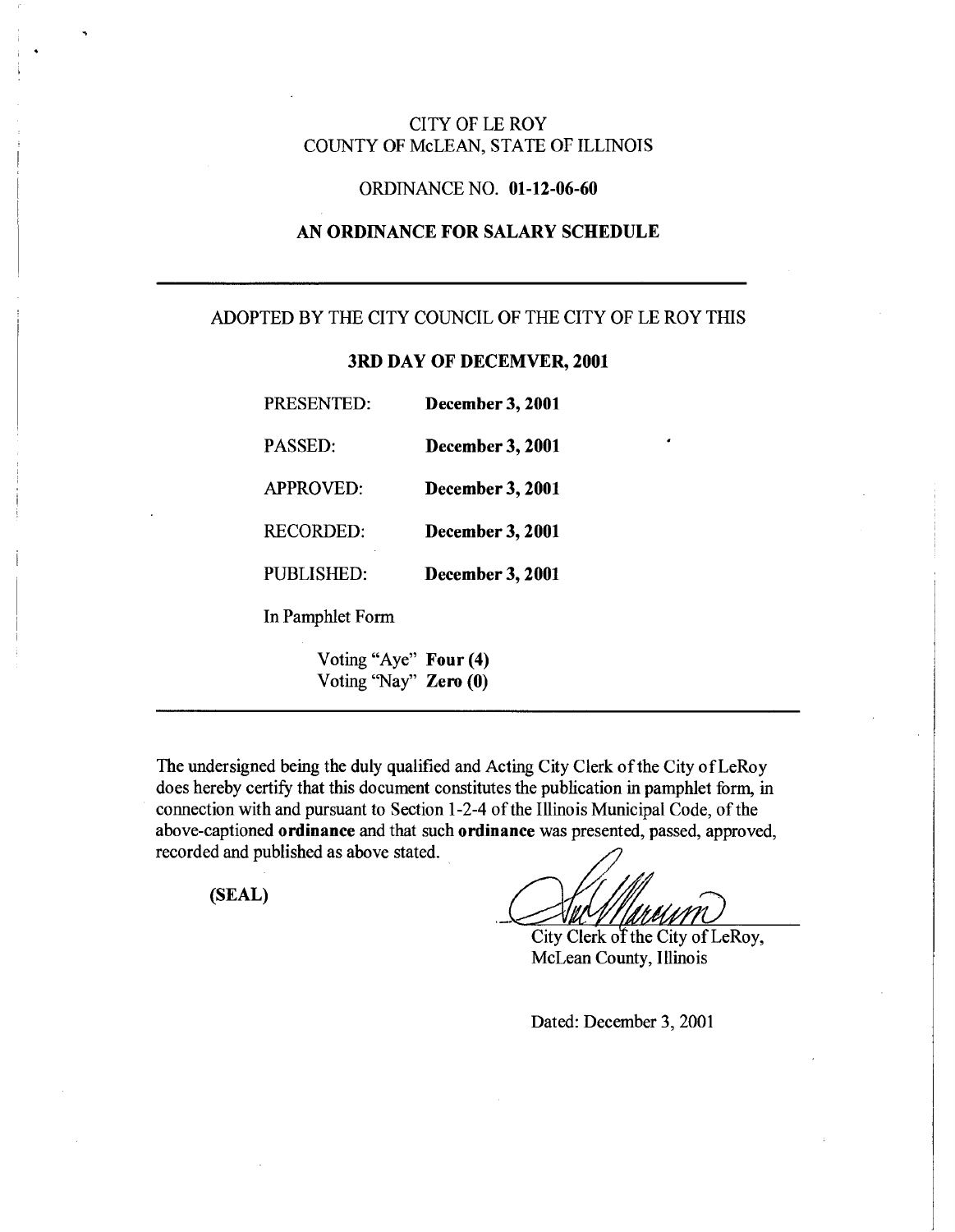CITY OF LE ROY
COUNTY OF McLEAN, STATE OF ILLINOIS

ORDINANCE NO. **01-12-06-60**

**AN ORDINANCE FOR SALARY SCHEDULE**

---

ADOPTED BY THE CITY COUNCIL OF THE CITY OF LE ROY THIS

**3RD DAY OF DECEMVER, 2001**

PRESENTED: **December 3, 2001**

PASSED: **December 3, 2001**

APPROVED: **December 3, 2001**

RECORDED: **December 3, 2001**

PUBLISHED: **December 3, 2001**

In Pamphlet Form

Voting "Aye" **Four (4)**
Voting "Nay" **Zero (0)**

---

The undersigned being the duly qualified and Acting City Clerk of the City of LeRoy does hereby certify that this document constitutes the publication in pamphlet form, in connection with and pursuant to Section 1-2-4 of the Illinois Municipal Code, of the above-captioned **ordinance** and that such **ordinance** was presented, passed, approved, recorded and published as above stated.

**(SEAL)**

City Clerk of the City of LeRoy,
McLean County, Illinois

Dated: December 3, 2001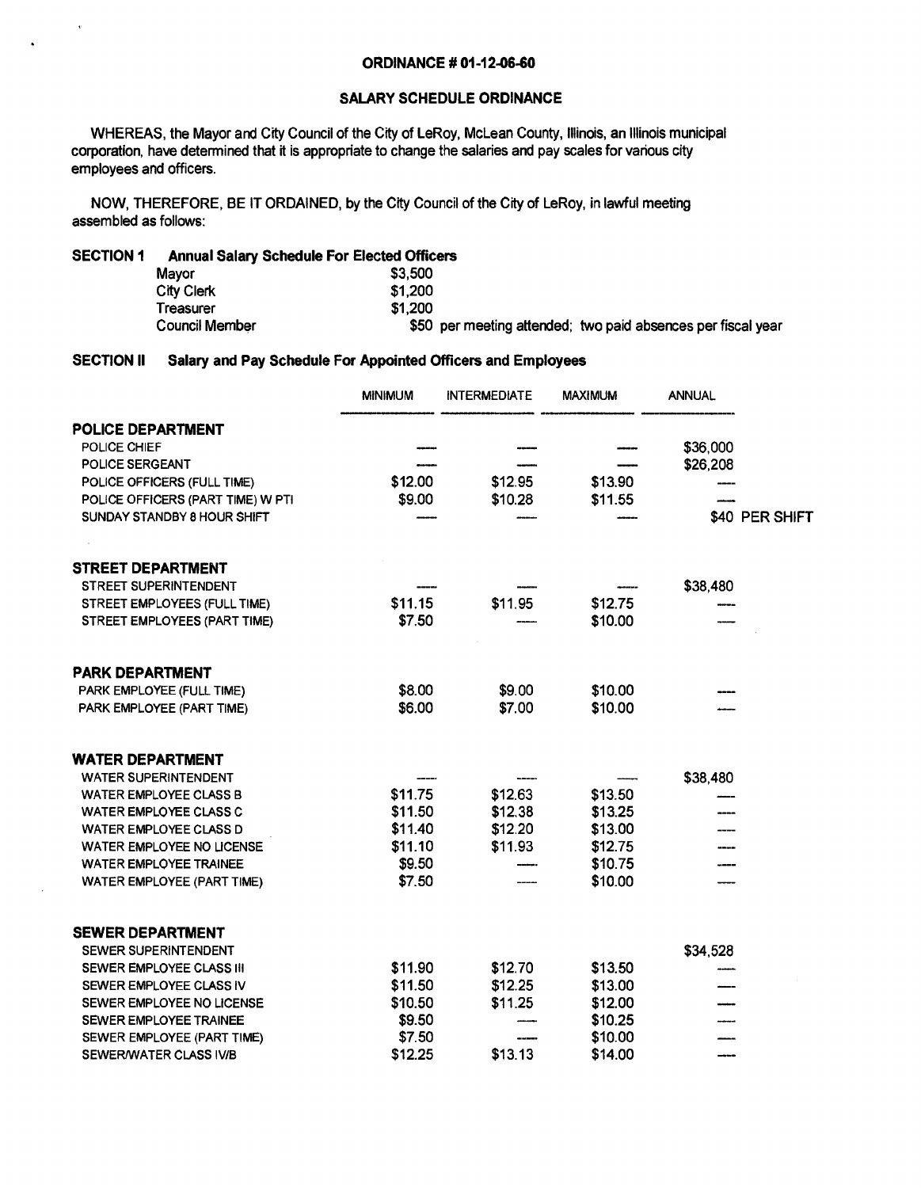**ORDINANCE # 01-12-06-60**

**SALARY SCHEDULE ORDINANCE**

WHEREAS, the Mayor and City Council of the City of LeRoy, McLean County, Illinois, an Illinois municipal corporation, have determined that it is appropriate to change the salaries and pay scales for various city employees and officers.

NOW, THEREFORE, BE IT ORDAINED, by the City Council of the City of LeRoy, in lawful meeting assembled as follows:

**SECTION 1 Annual Salary Schedule For Elected Officers**

| | |
|---|---|
| Mayor | $3,500 |
| City Clerk | $1,200 |
| Treasurer | $1,200 |
| Council Member | $50 per meeting attended; two paid absences per fiscal year |

**SECTION II Salary and Pay Schedule For Appointed Officers and Employees**

| | MINIMUM | INTERMEDIATE | MAXIMUM | ANNUAL |
|---|---|---|---|---|
| **POLICE DEPARTMENT** | | | | |
| POLICE CHIEF | — | — | — | $36,000 |
| POLICE SERGEANT | — | — | — | $26,208 |
| POLICE OFFICERS (FULL TIME) | $12.00 | $12.95 | $13.90 | — |
| POLICE OFFICERS (PART TIME) W PTI | $9.00 | $10.28 | $11.55 | — |
| SUNDAY STANDBY 8 HOUR SHIFT | — | — | — | $40 PER SHIFT |
| **STREET DEPARTMENT** | | | | |
| STREET SUPERINTENDENT | — | — | — | $38,480 |
| STREET EMPLOYEES (FULL TIME) | $11.15 | $11.95 | $12.75 | — |
| STREET EMPLOYEES (PART TIME) | $7.50 | — | $10.00 | — |
| **PARK DEPARTMENT** | | | | |
| PARK EMPLOYEE (FULL TIME) | $8.00 | $9.00 | $10.00 | — |
| PARK EMPLOYEE (PART TIME) | $6.00 | $7.00 | $10.00 | — |
| **WATER DEPARTMENT** | | | | |
| WATER SUPERINTENDENT | — | — | — | $38,480 |
| WATER EMPLOYEE CLASS B | $11.75 | $12.63 | $13.50 | — |
| WATER EMPLOYEE CLASS C | $11.50 | $12.38 | $13.25 | — |
| WATER EMPLOYEE CLASS D | $11.40 | $12.20 | $13.00 | — |
| WATER EMPLOYEE NO LICENSE | $11.10 | $11.93 | $12.75 | — |
| WATER EMPLOYEE TRAINEE | $9.50 | — | $10.75 | — |
| WATER EMPLOYEE (PART TIME) | $7.50 | — | $10.00 | — |
| **SEWER DEPARTMENT** | | | | |
| SEWER SUPERINTENDENT | | | | $34,528 |
| SEWER EMPLOYEE CLASS III | $11.90 | $12.70 | $13.50 | — |
| SEWER EMPLOYEE CLASS IV | $11.50 | $12.25 | $13.00 | — |
| SEWER EMPLOYEE NO LICENSE | $10.50 | $11.25 | $12.00 | — |
| SEWER EMPLOYEE TRAINEE | $9.50 | — | $10.25 | — |
| SEWER EMPLOYEE (PART TIME) | $7.50 | — | $10.00 | — |
| SEWER/WATER CLASS IV/B | $12.25 | $13.13 | $14.00 | — |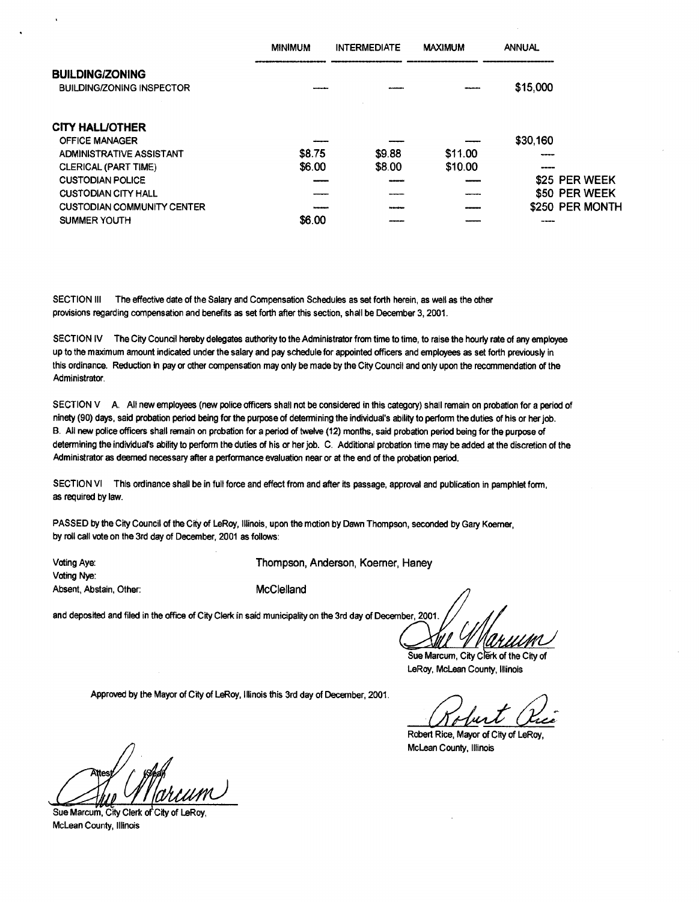| | MINIMUM | INTERMEDIATE | MAXIMUM | ANNUAL |
|---|---|---|---|---|
| **BUILDING/ZONING** | | | | |
| BUILDING/ZONING INSPECTOR | ---- | ---- | ---- | $15,000 |
| | | | | |
| **CITY HALL/OTHER** | | | | |
| OFFICE MANAGER | ---- | ---- | ---- | $30,160 |
| ADMINISTRATIVE ASSISTANT | $8.75 | $9.88 | $11.00 | ---- |
| CLERICAL (PART TIME) | $6.00 | $8.00 | $10.00 | ---- |
| CUSTODIAN POLICE | ---- | ---- | ---- | $25 PER WEEK |
| CUSTODIAN CITY HALL | ---- | ---- | ---- | $50 PER WEEK |
| CUSTODIAN COMMUNITY CENTER | ---- | ---- | ---- | $250 PER MONTH |
| SUMMER YOUTH | $6.00 | ---- | ---- | ---- |

SECTION III The effective date of the Salary and Compensation Schedules as set forth herein, as well as the other provisions regarding compensation and benefits as set forth after this section, shall be December 3, 2001.

SECTION IV The City Council hereby delegates authority to the Administrator from time to time, to raise the hourly rate of any employee up to the maximum amount indicated under the salary and pay schedule for appointed officers and employees as set forth previously in this ordinance. Reduction in pay or other compensation may only be made by the City Council and only upon the recommendation of the Administrator.

SECTION V A. All new employees (new police officers shall not be considered in this category) shall remain on probation for a period of ninety (90) days, said probation period being for the purpose of determining the individual's ability to perform the duties of his or her job. B. All new police officers shall remain on probation for a period of twelve (12) months, said probation period being for the purpose of determining the individual's ability to perform the duties of his or her job. C. Additional probation time may be added at the discretion of the Administrator as deemed necessary after a performance evaluation near or at the end of the probation period.

SECTION VI This ordinance shall be in full force and effect from and after its passage, approval and publication in pamphlet form, as required by law.

PASSED by the City Council of the City of LeRoy, Illinois, upon the motion by Dawn Thompson, seconded by Gary Koerner, by roll call vote on the 3rd day of December, 2001 as follows:

Voting Aye: Thompson, Anderson, Koerner, Haney

Voting Nye:

Absent, Abstain, Other: McClelland

and deposited and filed in the office of City Clerk in said municipality on the 3rd day of December, 2001.

Sue Marcum, City Clerk of the City of LeRoy, McLean County, Illinois

Approved by the Mayor of City of LeRoy, Illinois this 3rd day of December, 2001.

Robert Rice, Mayor of City of LeRoy, McLean County, Illinois

Attest (Seal)

Sue Marcum, City Clerk of City of LeRoy, McLean County, Illinois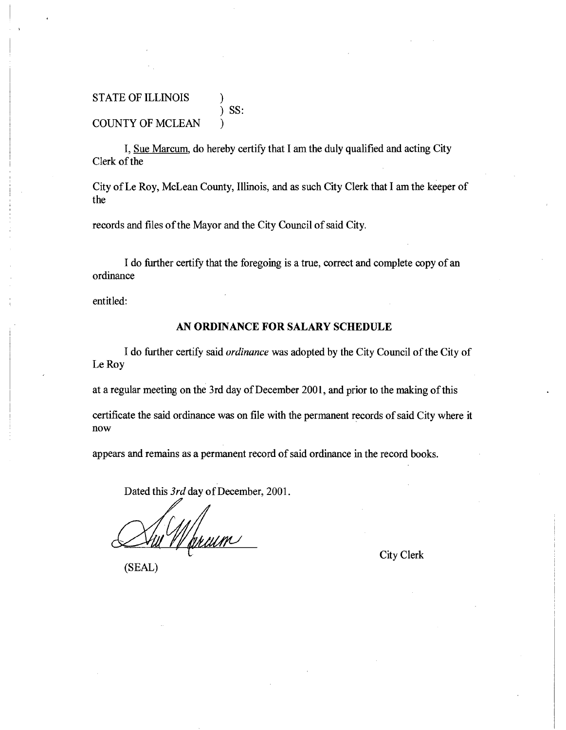STATE OF ILLINOIS )
) SS:
COUNTY OF MCLEAN )

I, Sue Marcum, do hereby certify that I am the duly qualified and acting City Clerk of the City of Le Roy, McLean County, Illinois, and as such City Clerk that I am the keeper of the records and files of the Mayor and the City Council of said City.

I do further certify that the foregoing is a true, correct and complete copy of an ordinance entitled:

**AN ORDINANCE FOR SALARY SCHEDULE**

I do further certify said *ordinance* was adopted by the City Council of the City of Le Roy at a regular meeting on the 3rd day of December 2001, and prior to the making of this certificate the said ordinance was on file with the permanent records of said City where it now appears and remains as a permanent record of said ordinance in the record books.

Dated this *3rd* day of December, 2001.

Sue Marcum
City Clerk

(SEAL)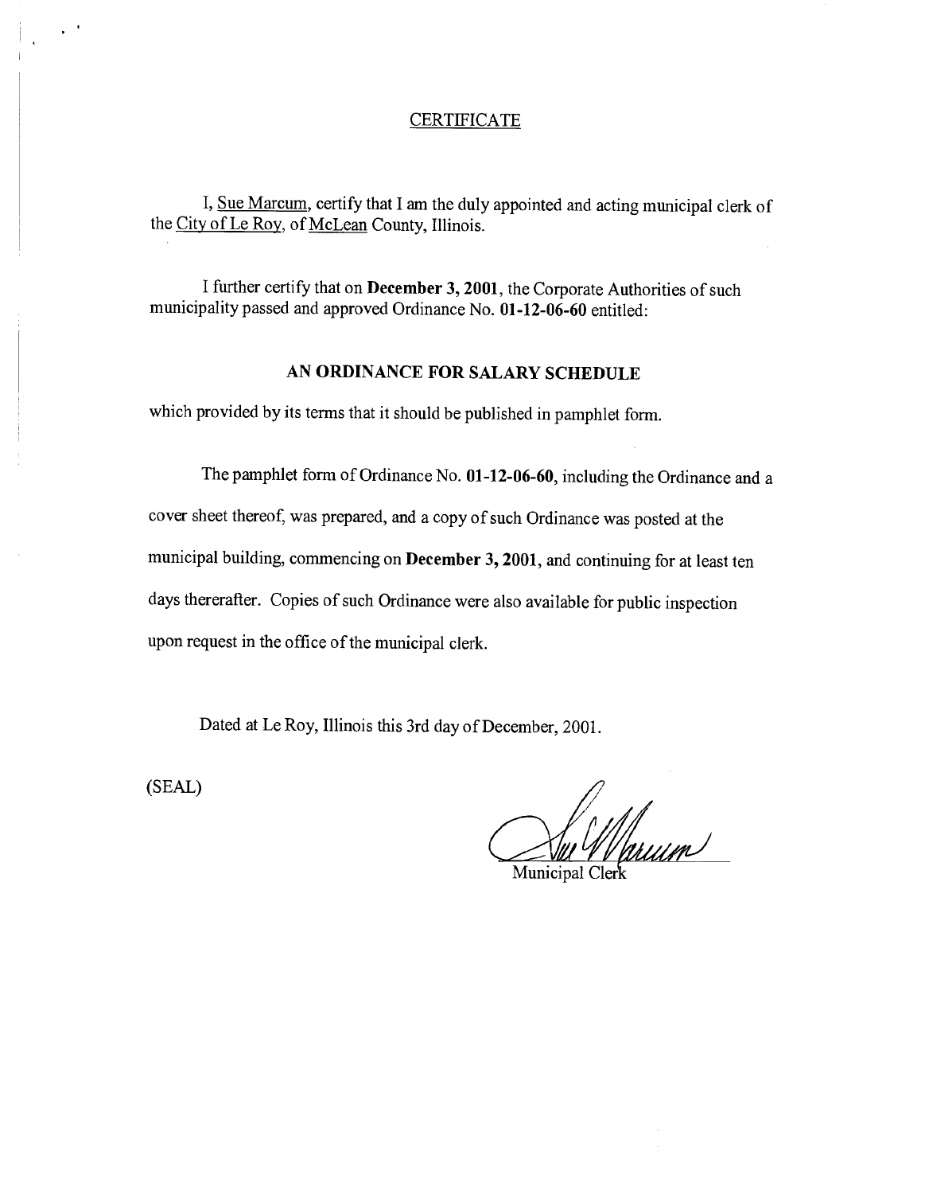## CERTIFICATE

I, Sue Marcum, certify that I am the duly appointed and acting municipal clerk of the City of Le Roy, of McLean County, Illinois.

I further certify that on **December 3, 2001**, the Corporate Authorities of such municipality passed and approved Ordinance No. **01-12-06-60** entitled:

**AN ORDINANCE FOR SALARY SCHEDULE**

which provided by its terms that it should be published in pamphlet form.

The pamphlet form of Ordinance No. **01-12-06-60**, including the Ordinance and a cover sheet thereof, was prepared, and a copy of such Ordinance was posted at the municipal building, commencing on **December 3, 2001**, and continuing for at least ten days thererafter. Copies of such Ordinance were also available for public inspection upon request in the office of the municipal clerk.

Dated at Le Roy, Illinois this 3rd day of December, 2001.

(SEAL)

Municipal Clerk